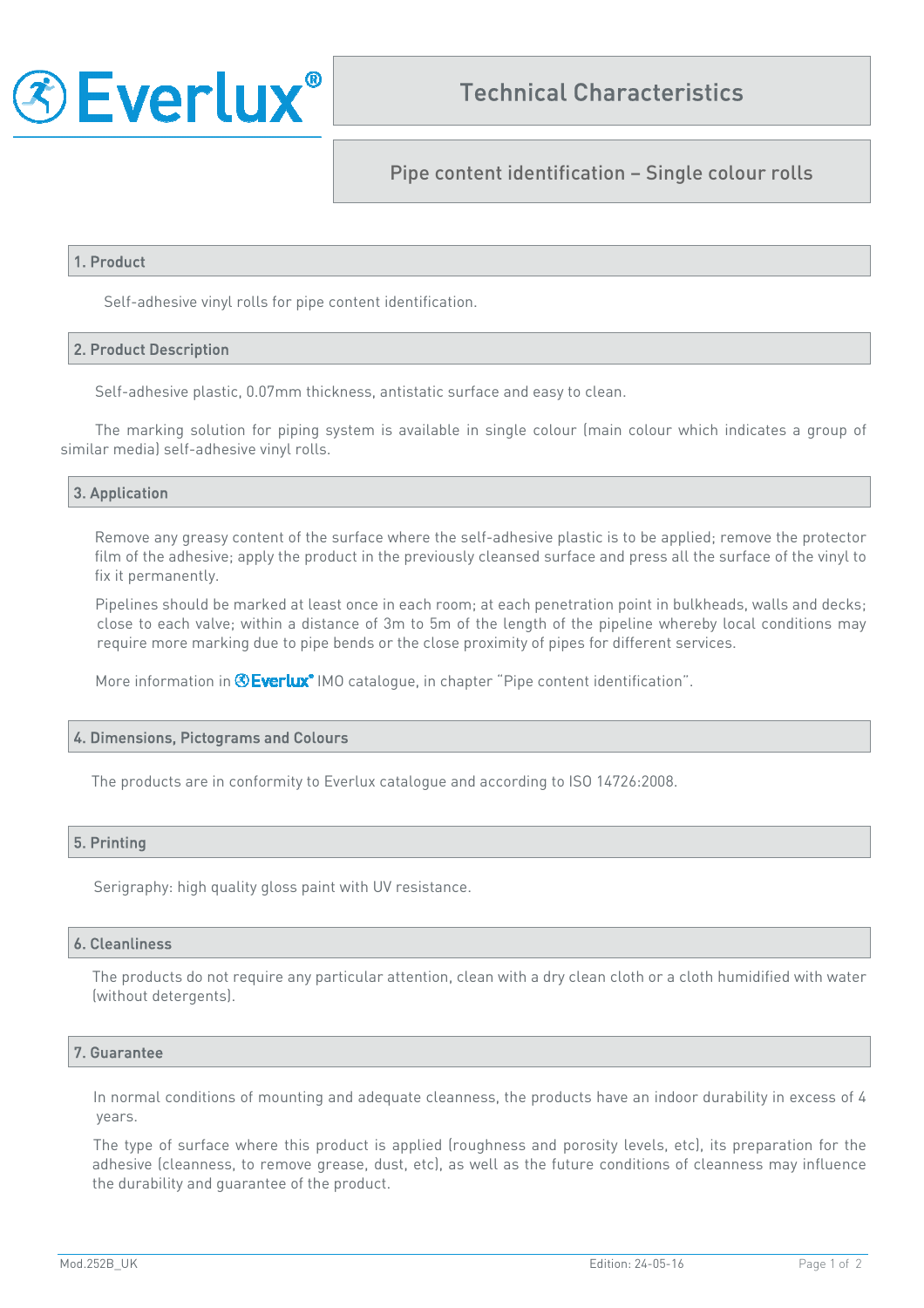# Everlux®

## Technical Characteristics

### Pipe content identification – Single colour rolls

## 1. Product

Self-adhesive vinyl rolls for pipe content identification.

## 2. Product Description

Self-adhesive plastic, 0.07mm thickness, antistatic surface and easy to clean.

The marking solution for piping system is available in single colour (main colour which indicates a group of similar media) self-adhesive vinyl rolls.

## 3. Application

Remove any greasy content of the surface where the self-adhesive plastic is to be applied; remove the protector film of the adhesive; apply the product in the previously cleansed surface and press all the surface of the vinyl to fix it permanently.

Pipelines should be marked at least once in each room; at each penetration point in bulkheads, walls and decks; close to each valve; within a distance of 3m to 5m of the length of the pipeline whereby local conditions may require more marking due to pipe bends or the close proximity of pipes for different services.

More information in Everlux® IMO catalogue, in chapter "Pipe content identification".

## 4. Dimensions, Pictograms and Colours

The products are in conformity to Everlux catalogue and according to ISO 14726:2008.

## 5. Printing

Serigraphy: high quality gloss paint with UV resistance.

## 6. Cleanliness

The products do not require any particular attention, clean with a dry clean cloth or a cloth humidified with water (without detergents).

## 7. Guarantee

In normal conditions of mounting and adequate cleanness, the products have an indoor durability in excess of 4 years.

The type of surface where this product is applied (roughness and porosity levels, etc), its preparation for the adhesive (cleanness, to remove grease, dust, etc), as well as the future conditions of cleanness may influence the durability and guarantee of the product.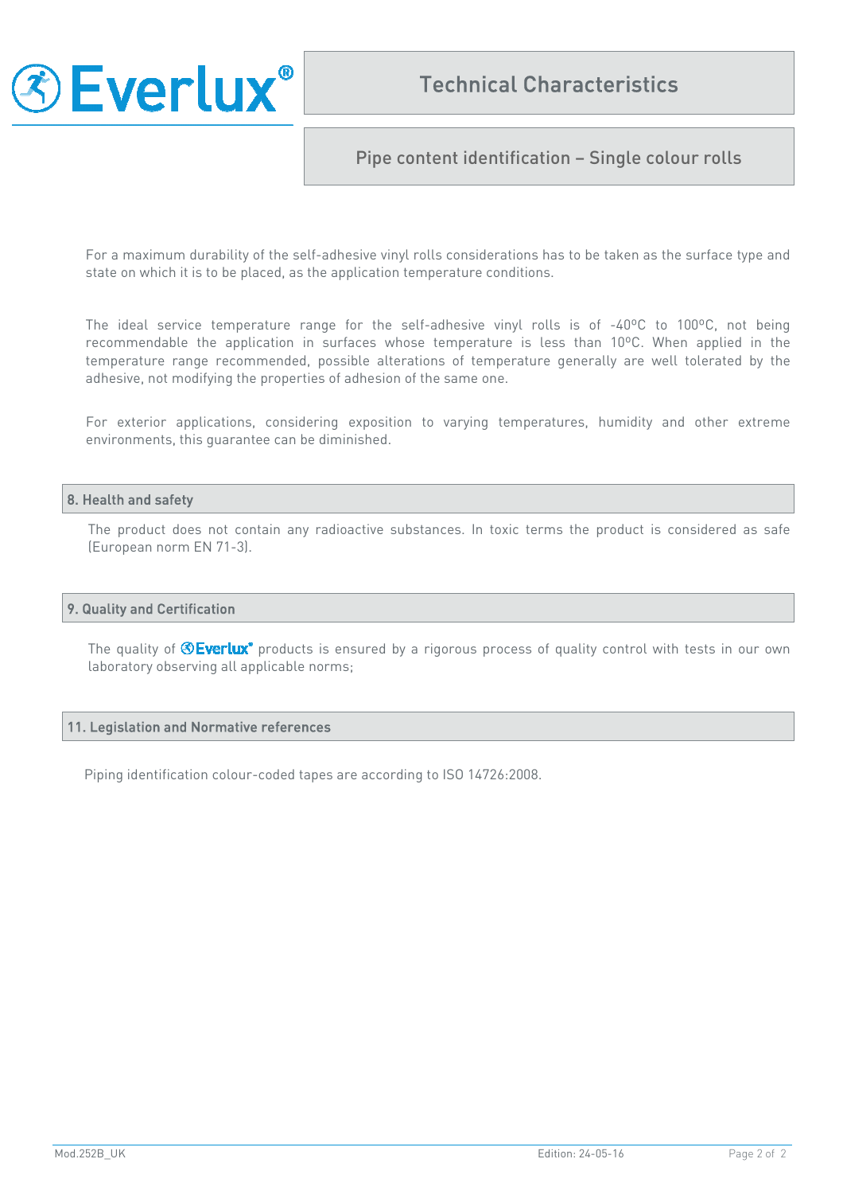For a maximum durability of the self-adhesive vinyl rolls considerations has to be taken as the surface type and state on which it is to be placed, as the application temperature conditions.

The ideal service temperature range for the self-adhesive vinyl rolls is of -40ºC to 100ºC, not being recommendable the application in surfaces whose temperature is less than 10ºC. When applied in the temperature range recommended, possible alterations of temperature generally are well tolerated by the adhesive, not modifying the properties of adhesion of the same one.

For exterior applications, considering exposition to varying temperatures, humidity and other extreme environments, this guarantee can be diminished.

## 8. Health and safety

The product does not contain any radioactive substances. In toxic terms the product is considered as safe (European norm EN 71-3).

## 9. Quality and Certification

The quality of Everlux® products is ensured by a rigorous process of quality control with tests in our own laboratory observing all applicable norms;

## 11. Legislation and Normative references

Piping identification colour-coded tapes are according to ISO 14726:2008.